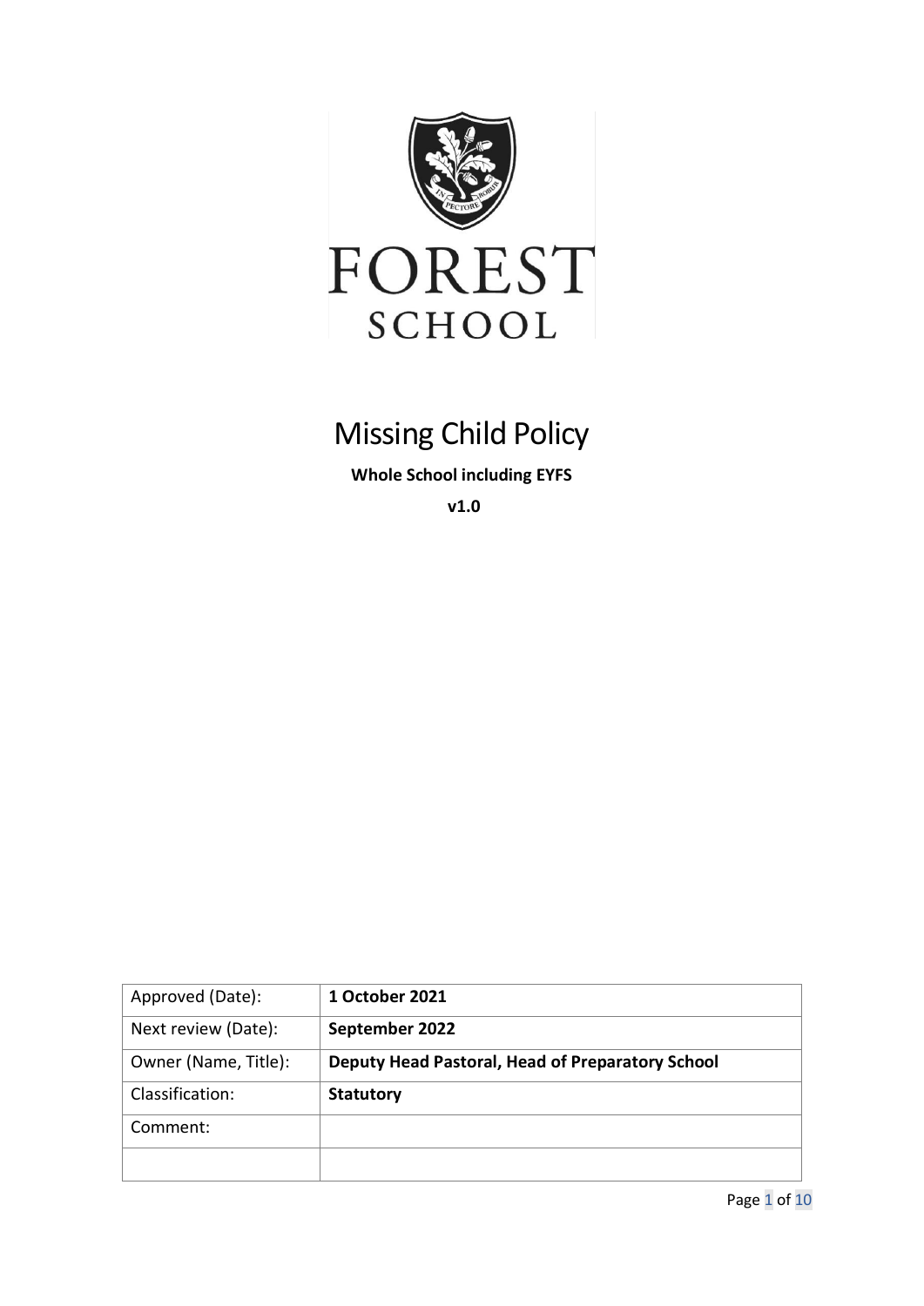FOREST
SCHOOL

# Missing Child Policy

**Whole School including EYFS**

**v1.0**

| Approved (Date): | **1 October 2021** |
|---|---|
| Next review (Date): | **September 2022** |
| Owner (Name, Title): | **Deputy Head Pastoral, Head of Preparatory School** |
| Classification: | **Statutory** |
| Comment: | |
| | |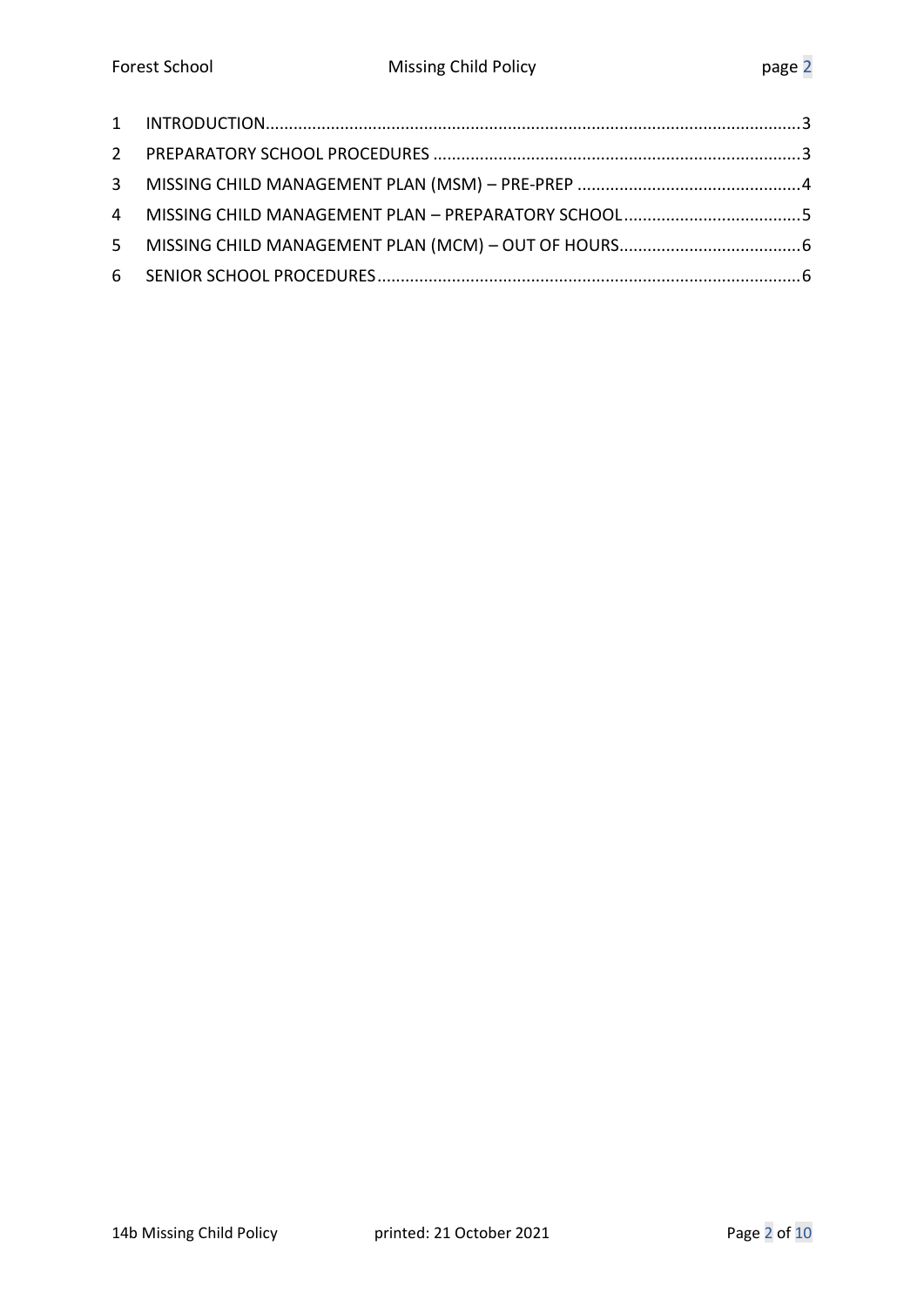1 INTRODUCTION....................................................................................................................3
2 PREPARATORY SCHOOL PROCEDURES ..............................................................................3
3 MISSING CHILD MANAGEMENT PLAN (MSM) – PRE-PREP ................................................4
4 MISSING CHILD MANAGEMENT PLAN – PREPARATORY SCHOOL......................................5
5 MISSING CHILD MANAGEMENT PLAN (MCM) – OUT OF HOURS.......................................6
6 SENIOR SCHOOL PROCEDURES..........................................................................................6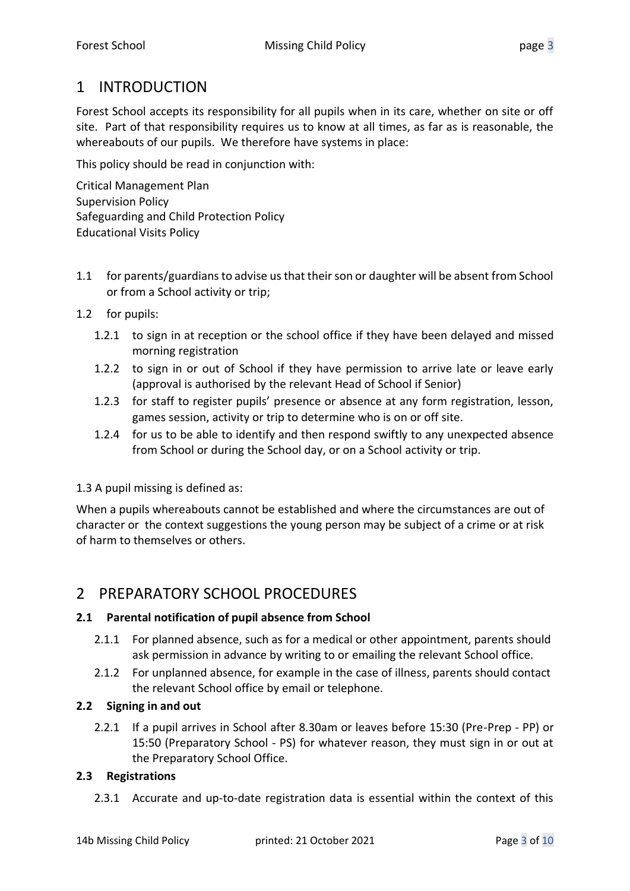# 1 INTRODUCTION

Forest School accepts its responsibility for all pupils when in its care, whether on site or off site. Part of that responsibility requires us to know at all times, as far as is reasonable, the whereabouts of our pupils. We therefore have systems in place:

This policy should be read in conjunction with:

Critical Management Plan
Supervision Policy
Safeguarding and Child Protection Policy
Educational Visits Policy

1.1 for parents/guardians to advise us that their son or daughter will be absent from School or from a School activity or trip;

1.2 for pupils:

- 1.2.1 to sign in at reception or the school office if they have been delayed and missed morning registration
- 1.2.2 to sign in or out of School if they have permission to arrive late or leave early (approval is authorised by the relevant Head of School if Senior)
- 1.2.3 for staff to register pupils' presence or absence at any form registration, lesson, games session, activity or trip to determine who is on or off site.
- 1.2.4 for us to be able to identify and then respond swiftly to any unexpected absence from School or during the School day, or on a School activity or trip.

1.3 A pupil missing is defined as:

When a pupils whereabouts cannot be established and where the circumstances are out of character or the context suggestions the young person may be subject of a crime or at risk of harm to themselves or others.

# 2 PREPARATORY SCHOOL PROCEDURES

### 2.1 Parental notification of pupil absence from School

- 2.1.1 For planned absence, such as for a medical or other appointment, parents should ask permission in advance by writing to or emailing the relevant School office.
- 2.1.2 For unplanned absence, for example in the case of illness, parents should contact the relevant School office by email or telephone.

### 2.2 Signing in and out

- 2.2.1 If a pupil arrives in School after 8.30am or leaves before 15:30 (Pre-Prep - PP) or 15:50 (Preparatory School - PS) for whatever reason, they must sign in or out at the Preparatory School Office.

### 2.3 Registrations

- 2.3.1 Accurate and up-to-date registration data is essential within the context of this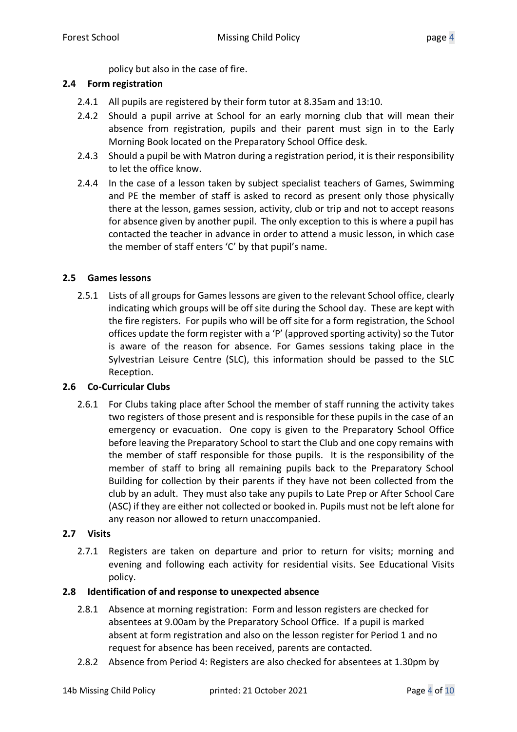policy but also in the case of fire.

### 2.4 Form registration

2.4.1 All pupils are registered by their form tutor at 8.35am and 13:10.

2.4.2 Should a pupil arrive at School for an early morning club that will mean their absence from registration, pupils and their parent must sign in to the Early Morning Book located on the Preparatory School Office desk.

2.4.3 Should a pupil be with Matron during a registration period, it is their responsibility to let the office know.

2.4.4 In the case of a lesson taken by subject specialist teachers of Games, Swimming and PE the member of staff is asked to record as present only those physically there at the lesson, games session, activity, club or trip and not to accept reasons for absence given by another pupil. The only exception to this is where a pupil has contacted the teacher in advance in order to attend a music lesson, in which case the member of staff enters 'C' by that pupil's name.

### 2.5 Games lessons

2.5.1 Lists of all groups for Games lessons are given to the relevant School office, clearly indicating which groups will be off site during the School day. These are kept with the fire registers. For pupils who will be off site for a form registration, the School offices update the form register with a 'P' (approved sporting activity) so the Tutor is aware of the reason for absence. For Games sessions taking place in the Sylvestrian Leisure Centre (SLC), this information should be passed to the SLC Reception.

### 2.6 Co-Curricular Clubs

2.6.1 For Clubs taking place after School the member of staff running the activity takes two registers of those present and is responsible for these pupils in the case of an emergency or evacuation. One copy is given to the Preparatory School Office before leaving the Preparatory School to start the Club and one copy remains with the member of staff responsible for those pupils. It is the responsibility of the member of staff to bring all remaining pupils back to the Preparatory School Building for collection by their parents if they have not been collected from the club by an adult. They must also take any pupils to Late Prep or After School Care (ASC) if they are either not collected or booked in. Pupils must not be left alone for any reason nor allowed to return unaccompanied.

### 2.7 Visits

2.7.1 Registers are taken on departure and prior to return for visits; morning and evening and following each activity for residential visits. See Educational Visits policy.

### 2.8 Identification of and response to unexpected absence

2.8.1 Absence at morning registration: Form and lesson registers are checked for absentees at 9.00am by the Preparatory School Office. If a pupil is marked absent at form registration and also on the lesson register for Period 1 and no request for absence has been received, parents are contacted.

2.8.2 Absence from Period 4: Registers are also checked for absentees at 1.30pm by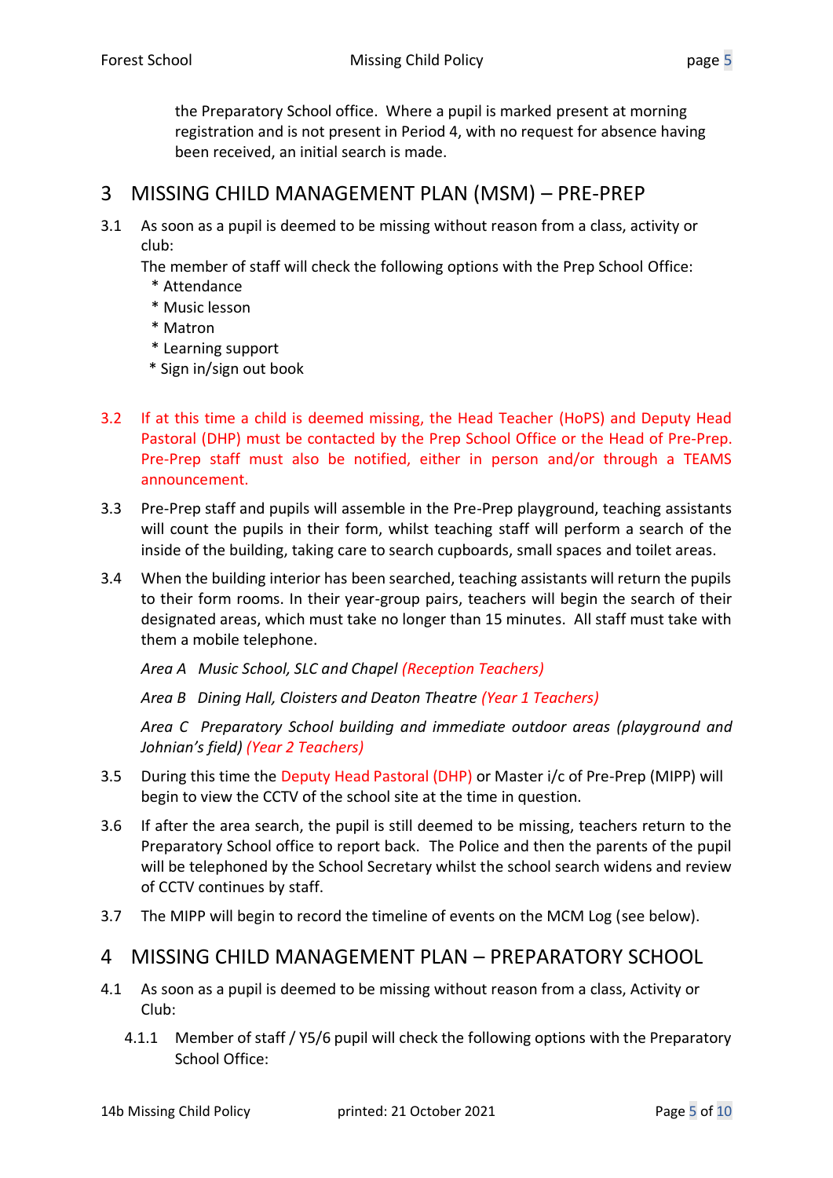the Preparatory School office. Where a pupil is marked present at morning registration and is not present in Period 4, with no request for absence having been received, an initial search is made.

# 3 MISSING CHILD MANAGEMENT PLAN (MSM) – PRE-PREP

3.1 As soon as a pupil is deemed to be missing without reason from a class, activity or club:
The member of staff will check the following options with the Prep School Office:
* Attendance
* Music lesson
* Matron
* Learning support
* Sign in/sign out book

3.2 If at this time a child is deemed missing, the Head Teacher (HoPS) and Deputy Head Pastoral (DHP) must be contacted by the Prep School Office or the Head of Pre-Prep. Pre-Prep staff must also be notified, either in person and/or through a TEAMS announcement.

3.3 Pre-Prep staff and pupils will assemble in the Pre-Prep playground, teaching assistants will count the pupils in their form, whilst teaching staff will perform a search of the inside of the building, taking care to search cupboards, small spaces and toilet areas.

3.4 When the building interior has been searched, teaching assistants will return the pupils to their form rooms. In their year-group pairs, teachers will begin the search of their designated areas, which must take no longer than 15 minutes. All staff must take with them a mobile telephone.

*Area A Music School, SLC and Chapel (Reception Teachers)*

*Area B Dining Hall, Cloisters and Deaton Theatre (Year 1 Teachers)*

*Area C Preparatory School building and immediate outdoor areas (playground and Johnian's field) (Year 2 Teachers)*

3.5 During this time the Deputy Head Pastoral (DHP) or Master i/c of Pre-Prep (MIPP) will begin to view the CCTV of the school site at the time in question.

3.6 If after the area search, the pupil is still deemed to be missing, teachers return to the Preparatory School office to report back. The Police and then the parents of the pupil will be telephoned by the School Secretary whilst the school search widens and review of CCTV continues by staff.

3.7 The MIPP will begin to record the timeline of events on the MCM Log (see below).

# 4 MISSING CHILD MANAGEMENT PLAN – PREPARATORY SCHOOL

4.1 As soon as a pupil is deemed to be missing without reason from a class, Activity or Club:

4.1.1 Member of staff / Y5/6 pupil will check the following options with the Preparatory School Office: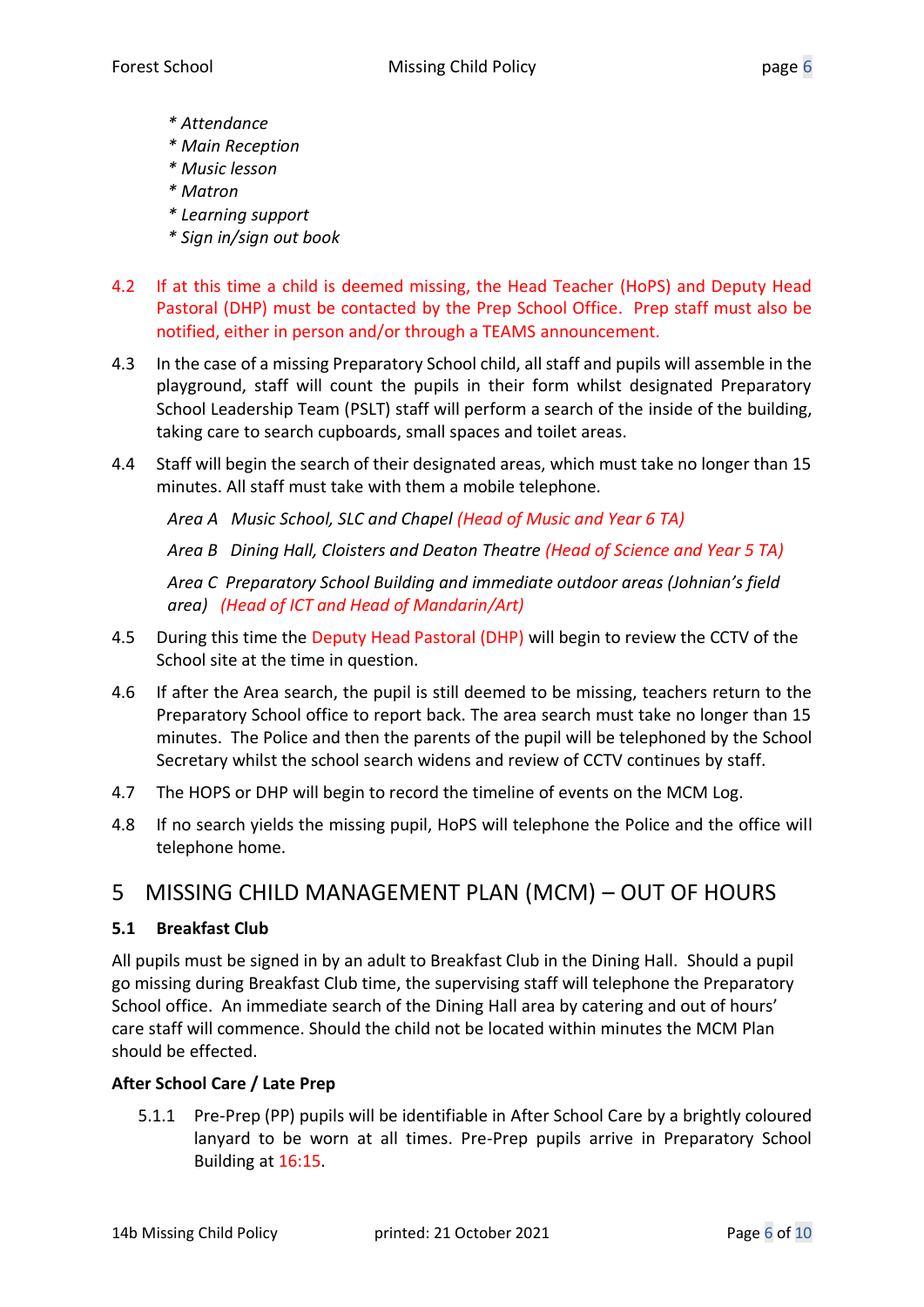*\* Attendance*
*\* Main Reception*
*\* Music lesson*
*\* Matron*
*\* Learning support*
*\* Sign in/sign out book*

4.2 If at this time a child is deemed missing, the Head Teacher (HoPS) and Deputy Head Pastoral (DHP) must be contacted by the Prep School Office. Prep staff must also be notified, either in person and/or through a TEAMS announcement.

4.3 In the case of a missing Preparatory School child, all staff and pupils will assemble in the playground, staff will count the pupils in their form whilst designated Preparatory School Leadership Team (PSLT) staff will perform a search of the inside of the building, taking care to search cupboards, small spaces and toilet areas.

4.4 Staff will begin the search of their designated areas, which must take no longer than 15 minutes. All staff must take with them a mobile telephone.

*Area A Music School, SLC and Chapel (Head of Music and Year 6 TA)*

*Area B Dining Hall, Cloisters and Deaton Theatre (Head of Science and Year 5 TA)*

*Area C Preparatory School Building and immediate outdoor areas (Johnian's field area) (Head of ICT and Head of Mandarin/Art)*

4.5 During this time the Deputy Head Pastoral (DHP) will begin to review the CCTV of the School site at the time in question.

4.6 If after the Area search, the pupil is still deemed to be missing, teachers return to the Preparatory School office to report back. The area search must take no longer than 15 minutes. The Police and then the parents of the pupil will be telephoned by the School Secretary whilst the school search widens and review of CCTV continues by staff.

4.7 The HOPS or DHP will begin to record the timeline of events on the MCM Log.

4.8 If no search yields the missing pupil, HoPS will telephone the Police and the office will telephone home.

# 5 MISSING CHILD MANAGEMENT PLAN (MCM) – OUT OF HOURS

### 5.1 Breakfast Club

All pupils must be signed in by an adult to Breakfast Club in the Dining Hall. Should a pupil go missing during Breakfast Club time, the supervising staff will telephone the Preparatory School office. An immediate search of the Dining Hall area by catering and out of hours' care staff will commence. Should the child not be located within minutes the MCM Plan should be effected.

### After School Care / Late Prep

5.1.1 Pre-Prep (PP) pupils will be identifiable in After School Care by a brightly coloured lanyard to be worn at all times. Pre-Prep pupils arrive in Preparatory School Building at 16:15.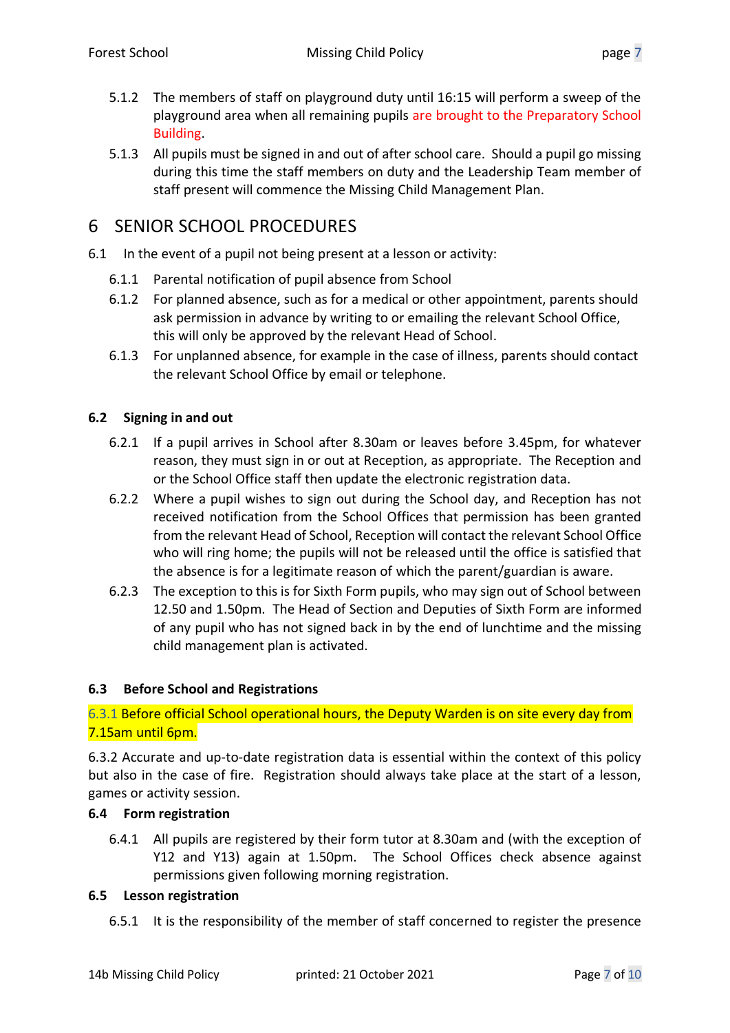5.1.2 The members of staff on playground duty until 16:15 will perform a sweep of the playground area when all remaining pupils are brought to the Preparatory School Building.

5.1.3 All pupils must be signed in and out of after school care. Should a pupil go missing during this time the staff members on duty and the Leadership Team member of staff present will commence the Missing Child Management Plan.

# 6 SENIOR SCHOOL PROCEDURES

6.1 In the event of a pupil not being present at a lesson or activity:

6.1.1 Parental notification of pupil absence from School

6.1.2 For planned absence, such as for a medical or other appointment, parents should ask permission in advance by writing to or emailing the relevant School Office, this will only be approved by the relevant Head of School.

6.1.3 For unplanned absence, for example in the case of illness, parents should contact the relevant School Office by email or telephone.

### 6.2 Signing in and out

6.2.1 If a pupil arrives in School after 8.30am or leaves before 3.45pm, for whatever reason, they must sign in or out at Reception, as appropriate. The Reception and or the School Office staff then update the electronic registration data.

6.2.2 Where a pupil wishes to sign out during the School day, and Reception has not received notification from the School Offices that permission has been granted from the relevant Head of School, Reception will contact the relevant School Office who will ring home; the pupils will not be released until the office is satisfied that the absence is for a legitimate reason of which the parent/guardian is aware.

6.2.3 The exception to this is for Sixth Form pupils, who may sign out of School between 12.50 and 1.50pm. The Head of Section and Deputies of Sixth Form are informed of any pupil who has not signed back in by the end of lunchtime and the missing child management plan is activated.

### 6.3 Before School and Registrations

6.3.1 Before official School operational hours, the Deputy Warden is on site every day from 7.15am until 6pm.

6.3.2 Accurate and up-to-date registration data is essential within the context of this policy but also in the case of fire. Registration should always take place at the start of a lesson, games or activity session.

### 6.4 Form registration

6.4.1 All pupils are registered by their form tutor at 8.30am and (with the exception of Y12 and Y13) again at 1.50pm. The School Offices check absence against permissions given following morning registration.

### 6.5 Lesson registration

6.5.1 It is the responsibility of the member of staff concerned to register the presence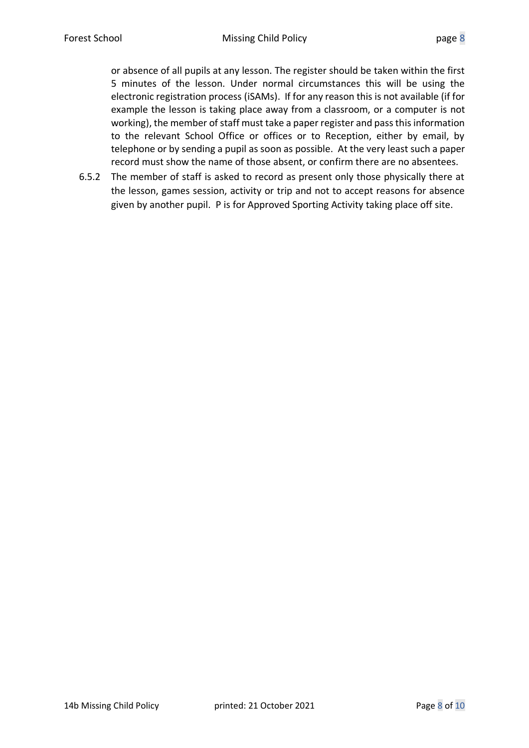or absence of all pupils at any lesson. The register should be taken within the first 5 minutes of the lesson. Under normal circumstances this will be using the electronic registration process (iSAMs). If for any reason this is not available (if for example the lesson is taking place away from a classroom, or a computer is not working), the member of staff must take a paper register and pass this information to the relevant School Office or offices or to Reception, either by email, by telephone or by sending a pupil as soon as possible. At the very least such a paper record must show the name of those absent, or confirm there are no absentees.

6.5.2 The member of staff is asked to record as present only those physically there at the lesson, games session, activity or trip and not to accept reasons for absence given by another pupil. P is for Approved Sporting Activity taking place off site.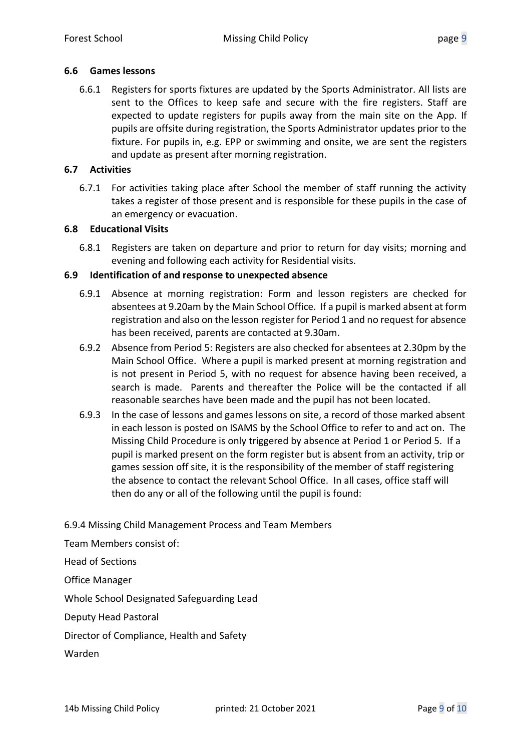### 6.6 Games lessons

6.6.1 Registers for sports fixtures are updated by the Sports Administrator. All lists are sent to the Offices to keep safe and secure with the fire registers. Staff are expected to update registers for pupils away from the main site on the App. If pupils are offsite during registration, the Sports Administrator updates prior to the fixture. For pupils in, e.g. EPP or swimming and onsite, we are sent the registers and update as present after morning registration.

### 6.7 Activities

6.7.1 For activities taking place after School the member of staff running the activity takes a register of those present and is responsible for these pupils in the case of an emergency or evacuation.

### 6.8 Educational Visits

6.8.1 Registers are taken on departure and prior to return for day visits; morning and evening and following each activity for Residential visits.

### 6.9 Identification of and response to unexpected absence

6.9.1 Absence at morning registration: Form and lesson registers are checked for absentees at 9.20am by the Main School Office. If a pupil is marked absent at form registration and also on the lesson register for Period 1 and no request for absence has been received, parents are contacted at 9.30am.

6.9.2 Absence from Period 5: Registers are also checked for absentees at 2.30pm by the Main School Office. Where a pupil is marked present at morning registration and is not present in Period 5, with no request for absence having been received, a search is made. Parents and thereafter the Police will be the contacted if all reasonable searches have been made and the pupil has not been located.

6.9.3 In the case of lessons and games lessons on site, a record of those marked absent in each lesson is posted on ISAMS by the School Office to refer to and act on. The Missing Child Procedure is only triggered by absence at Period 1 or Period 5. If a pupil is marked present on the form register but is absent from an activity, trip or games session off site, it is the responsibility of the member of staff registering the absence to contact the relevant School Office. In all cases, office staff will then do any or all of the following until the pupil is found:

6.9.4 Missing Child Management Process and Team Members

Team Members consist of:

Head of Sections

Office Manager

Whole School Designated Safeguarding Lead

Deputy Head Pastoral

Director of Compliance, Health and Safety

Warden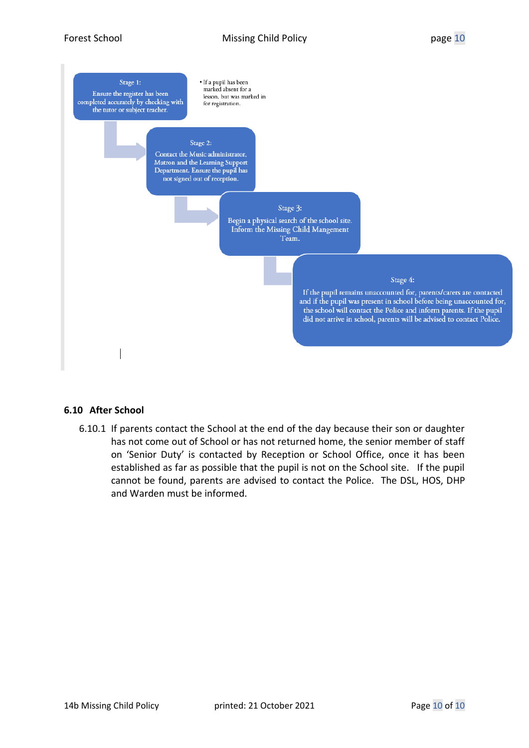Stage 1:
Ensure the register has been completed accurately by checking with the tutor or subject teacher.

- If a pupil has been marked absent for a lesson, but was marked in for registration.

Stage 2:
Contact the Music administrator, Matron and the Learning Support Department. Ensure the pupil has not signed out of reception.

Stage 3:
Begin a physical search of the school site. Inform the Missing Child Mangement Team.

Stage 4:
If the pupil remains unaccounted for, parents/carers are contacted and if the pupil was present in school before being unaccounted for, the school will contact the Police and inform parents. If the pupil did not arrive in school, parents will be advised to contact Police.

### 6.10 After School

6.10.1 If parents contact the School at the end of the day because their son or daughter has not come out of School or has not returned home, the senior member of staff on 'Senior Duty' is contacted by Reception or School Office, once it has been established as far as possible that the pupil is not on the School site. If the pupil cannot be found, parents are advised to contact the Police. The DSL, HOS, DHP and Warden must be informed.